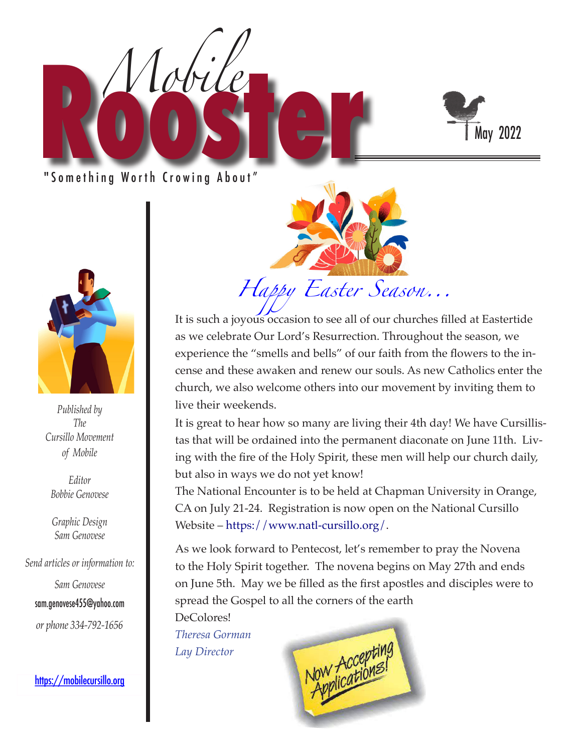# Mobile Rooster

May 2022

"Something Worth Crowing About"

*Published by The Cursillo Movement of Mobile*

*Editor*
*Bobbie Genovese*

*Graphic Design*
*Sam Genovese*

*Send articles or information to:*

*Sam Genovese*

sam.genovese455@yahoo.com

*or phone 334-792-1656*

https://mobilecursillo.org

## *Happy Easter Season…*

It is such a joyous occasion to see all of our churches filled at Eastertide as we celebrate Our Lord's Resurrection. Throughout the season, we experience the "smells and bells" of our faith from the flowers to the incense and these awaken and renew our souls. As new Catholics enter the church, we also welcome others into our movement by inviting them to live their weekends.

It is great to hear how so many are living their 4th day! We have Cursillistas that will be ordained into the permanent diaconate on June 11th. Living with the fire of the Holy Spirit, these men will help our church daily, but also in ways we do not yet know!

The National Encounter is to be held at Chapman University in Orange, CA on July 21-24. Registration is now open on the National Cursillo Website – https://www.natl-cursillo.org/.

As we look forward to Pentecost, let's remember to pray the Novena to the Holy Spirit together. The novena begins on May 27th and ends on June 5th. May we be filled as the first apostles and disciples were to spread the Gospel to all the corners of the earth

DeColores!

*Theresa Gorman*
*Lay Director*

Now Accepting Applications!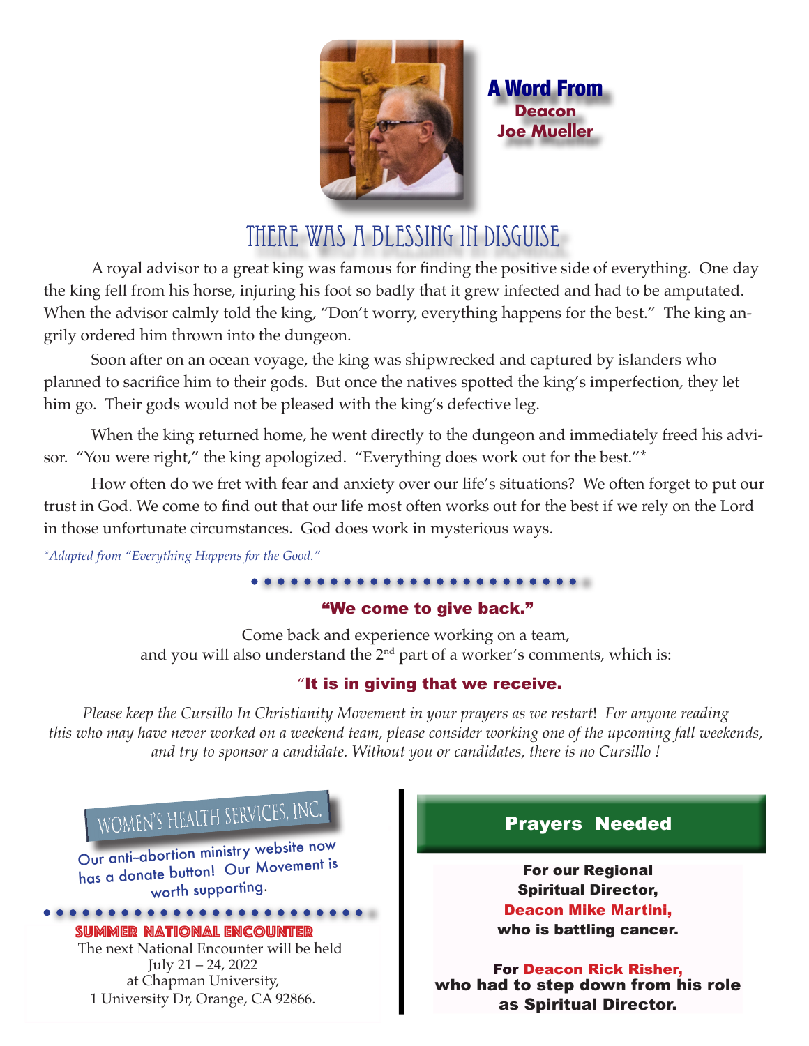## A Word From Deacon Joe Mueller

# There Was a Blessing in Disguise

A royal advisor to a great king was famous for finding the positive side of everything. One day the king fell from his horse, injuring his foot so badly that it grew infected and had to be amputated. When the advisor calmly told the king, "Don't worry, everything happens for the best." The king angrily ordered him thrown into the dungeon.

Soon after on an ocean voyage, the king was shipwrecked and captured by islanders who planned to sacrifice him to their gods. But once the natives spotted the king's imperfection, they let him go. Their gods would not be pleased with the king's defective leg.

When the king returned home, he went directly to the dungeon and immediately freed his advisor. "You were right," the king apologized. "Everything does work out for the best."*

How often do we fret with fear and anxiety over our life's situations? We often forget to put our trust in God. We come to find out that our life most often works out for the best if we rely on the Lord in those unfortunate circumstances. God does work in mysterious ways.

*\*Adapted from "Everything Happens for the Good."*

**"We come to give back."**

Come back and experience working on a team,
and you will also understand the 2nd part of a worker's comments, which is:

**"It is in giving that we receive.**

*Please keep the Cursillo In Christianity Movement in your prayers as we restart! For anyone reading this who may have never worked on a weekend team, please consider working one of the upcoming fall weekends, and try to sponsor a candidate. Without you or candidates, there is no Cursillo !*

## Women's Health Services, Inc.

Our anti–abortion ministry website now has a donate button! Our Movement is worth supporting.

## Summer National Encounter

The next National Encounter will be held
July 21 – 24, 2022
at Chapman University,
1 University Dr, Orange, CA 92866.

## Prayers Needed

**For our Regional Spiritual Director, Deacon Mike Martini, who is battling cancer.**

**For Deacon Rick Risher, who had to step down from his role as Spiritual Director.**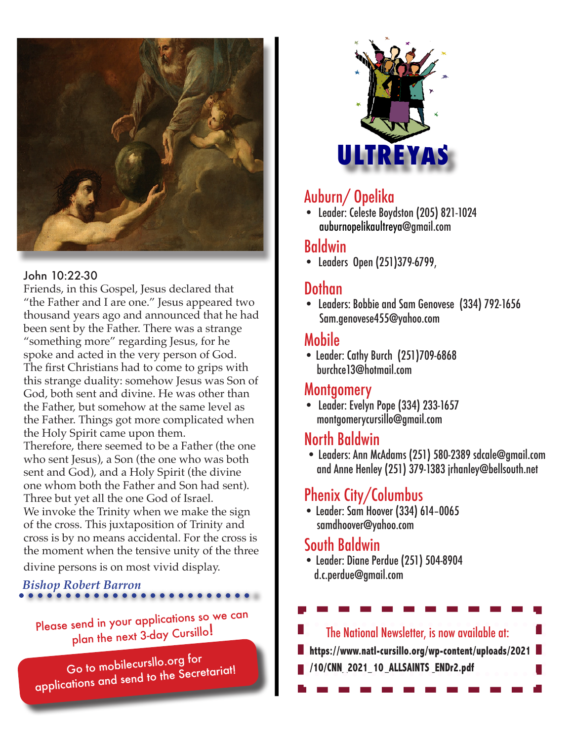John 10:22-30

Friends, in this Gospel, Jesus declared that "the Father and I are one." Jesus appeared two thousand years ago and announced that he had been sent by the Father. There was a strange "something more" regarding Jesus, for he spoke and acted in the very person of God. The first Christians had to come to grips with this strange duality: somehow Jesus was Son of God, both sent and divine. He was other than the Father, but somehow at the same level as the Father. Things got more complicated when the Holy Spirit came upon them.

Therefore, there seemed to be a Father (the one who sent Jesus), a Son (the one who was both sent and God), and a Holy Spirit (the divine one whom both the Father and Son had sent). Three but yet all the one God of Israel.

We invoke the Trinity when we make the sign of the cross. This juxtaposition of Trinity and cross is by no means accidental. For the cross is the moment when the tensive unity of the three divine persons is on most vivid display.

*Bishop Robert Barron*

Please send in your applications so we can plan the next 3-day Cursillo!

Go to mobilecursllo.org for applications and send to the Secretariat!

# ULTREYAS

## Auburn/ Opelika
- Leader: Celeste Boydston (205) 821-1024 auburnopelikaultreya@gmail.com

## Baldwin
- Leaders Open (251)379-6799,

## Dothan
- Leaders: Bobbie and Sam Genovese (334) 792-1656 Sam.genovese455@yahoo.com

## Mobile
- Leader: Cathy Burch (251)709-6868 burchce13@hotmail.com

## Montgomery
- Leader: Evelyn Pope (334) 233-1657 montgomerycursillo@gmail.com

## North Baldwin
- Leaders: Ann McAdams (251) 580-2389 sdcale@gmail.com and Anne Henley (251) 379-1383 jrhanley@bellsouth.net

## Phenix City/Columbus
- Leader: Sam Hoover (334) 614-0065 samdhoover@yahoo.com

## South Baldwin
- Leader: Diane Perdue (251) 504-8904 d.c.perdue@gmail.com

The National Newsletter, is now available at:
**https://www.natl-cursillo.org/wp-content/uploads/2021/10/CNN_2021_10_ALLSAINTS_ENDr2.pdf**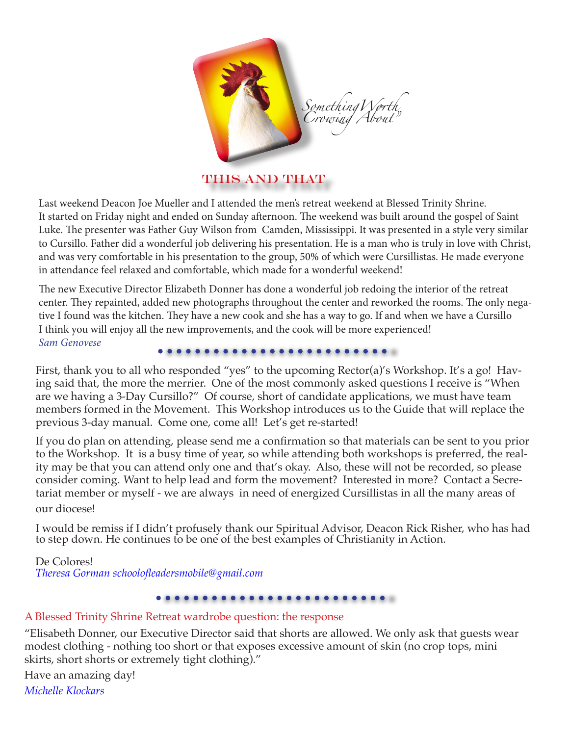Something Worth Crowing About"

## THIS AND THAT

Last weekend Deacon Joe Mueller and I attended the men's retreat weekend at Blessed Trinity Shrine. It started on Friday night and ended on Sunday afternoon. The weekend was built around the gospel of Saint Luke. The presenter was Father Guy Wilson from Camden, Mississippi. It was presented in a style very similar to Cursillo. Father did a wonderful job delivering his presentation. He is a man who is truly in love with Christ, and was very comfortable in his presentation to the group, 50% of which were Cursillistas. He made everyone in attendance feel relaxed and comfortable, which made for a wonderful weekend!

The new Executive Director Elizabeth Donner has done a wonderful job redoing the interior of the retreat center. They repainted, added new photographs throughout the center and reworked the rooms. The only negative I found was the kitchen. They have a new cook and she has a way to go. If and when we have a Cursillo I think you will enjoy all the new improvements, and the cook will be more experienced!

*Sam Genovese*

First, thank you to all who responded "yes" to the upcoming Rector(a)'s Workshop. It's a go! Having said that, the more the merrier. One of the most commonly asked questions I receive is "When are we having a 3-Day Cursillo?" Of course, short of candidate applications, we must have team members formed in the Movement. This Workshop introduces us to the Guide that will replace the previous 3-day manual. Come one, come all! Let's get re-started!

If you do plan on attending, please send me a confirmation so that materials can be sent to you prior to the Workshop. It is a busy time of year, so while attending both workshops is preferred, the reality may be that you can attend only one and that's okay. Also, these will not be recorded, so please consider coming. Want to help lead and form the movement? Interested in more? Contact a Secretariat member or myself - we are always in need of energized Cursillistas in all the many areas of our diocese!

I would be remiss if I didn't profusely thank our Spiritual Advisor, Deacon Rick Risher, who has had to step down. He continues to be one of the best examples of Christianity in Action.

De Colores!

*Theresa Gorman schoolofleadersmobile@gmail.com*

### A Blessed Trinity Shrine Retreat wardrobe question: the response

"Elisabeth Donner, our Executive Director said that shorts are allowed. We only ask that guests wear modest clothing - nothing too short or that exposes excessive amount of skin (no crop tops, mini skirts, short shorts or extremely tight clothing)."

Have an amazing day!

*Michelle Klockars*